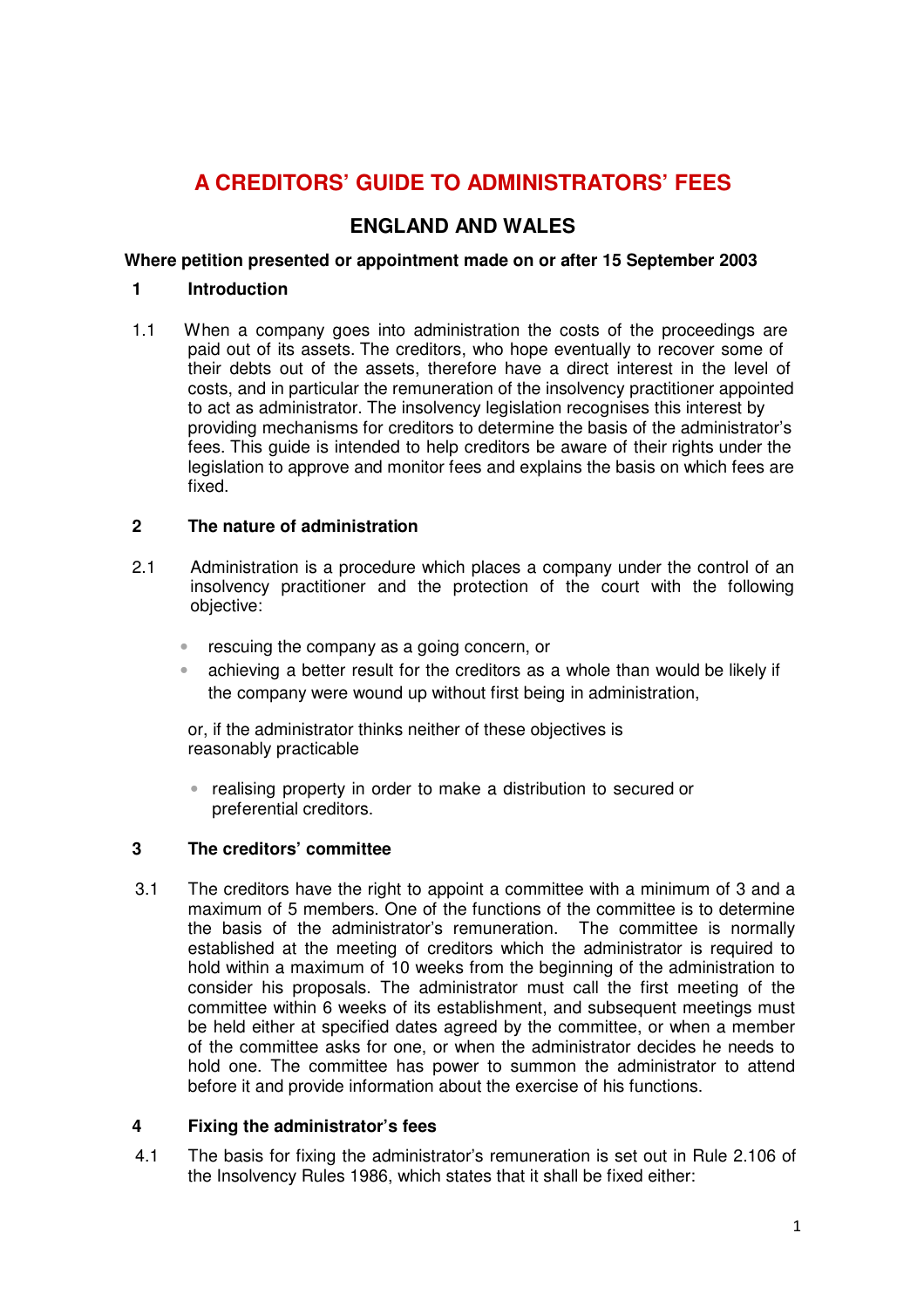# A CREDITORS' GUIDE TO ADMINISTRATORS' FEES

## ENGLAND AND WALES

**Where petition presented or appointment made on or after 15 September 2003**

### 1 Introduction

1.1 When a company goes into administration the costs of the proceedings are paid out of its assets. The creditors, who hope eventually to recover some of their debts out of the assets, therefore have a direct interest in the level of costs, and in particular the remuneration of the insolvency practitioner appointed to act as administrator. The insolvency legislation recognises this interest by providing mechanisms for creditors to determine the basis of the administrator's fees. This guide is intended to help creditors be aware of their rights under the legislation to approve and monitor fees and explains the basis on which fees are fixed.

### 2 The nature of administration

2.1 Administration is a procedure which places a company under the control of an insolvency practitioner and the protection of the court with the following objective:

- rescuing the company as a going concern, or
- achieving a better result for the creditors as a whole than would be likely if the company were wound up without first being in administration,

or, if the administrator thinks neither of these objectives is reasonably practicable

- realising property in order to make a distribution to secured or preferential creditors.

### 3 The creditors' committee

3.1 The creditors have the right to appoint a committee with a minimum of 3 and a maximum of 5 members. One of the functions of the committee is to determine the basis of the administrator's remuneration. The committee is normally established at the meeting of creditors which the administrator is required to hold within a maximum of 10 weeks from the beginning of the administration to consider his proposals. The administrator must call the first meeting of the committee within 6 weeks of its establishment, and subsequent meetings must be held either at specified dates agreed by the committee, or when a member of the committee asks for one, or when the administrator decides he needs to hold one. The committee has power to summon the administrator to attend before it and provide information about the exercise of his functions.

### 4 Fixing the administrator's fees

4.1 The basis for fixing the administrator's remuneration is set out in Rule 2.106 of the Insolvency Rules 1986, which states that it shall be fixed either: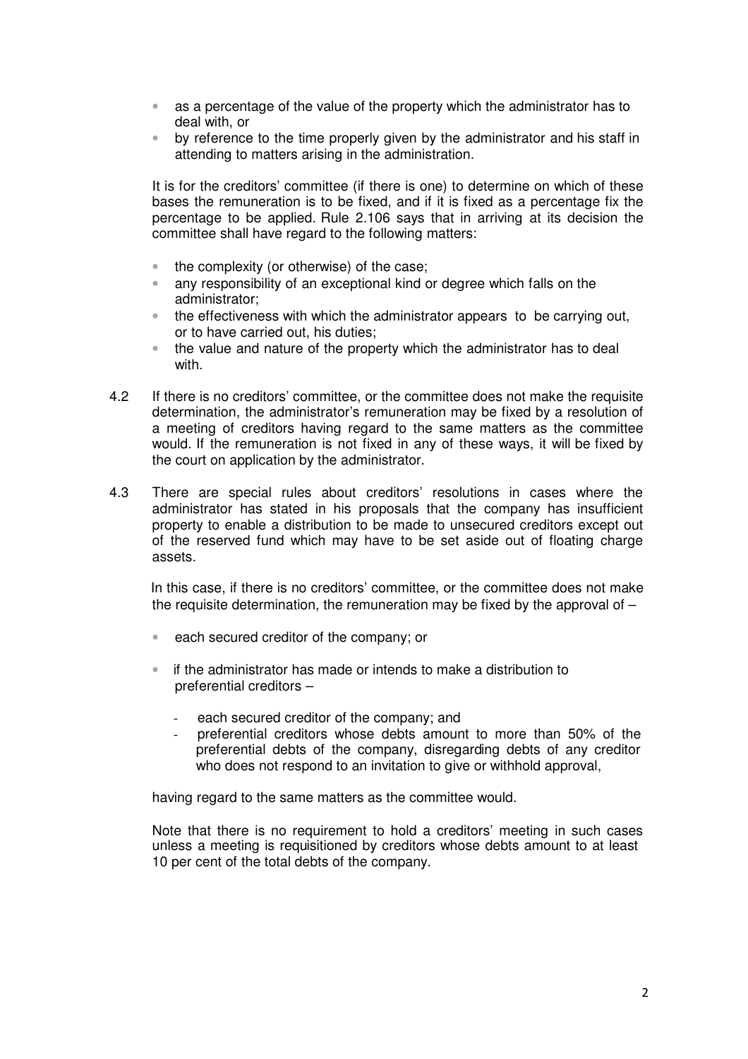- as a percentage of the value of the property which the administrator has to deal with, or
- by reference to the time properly given by the administrator and his staff in attending to matters arising in the administration.

It is for the creditors' committee (if there is one) to determine on which of these bases the remuneration is to be fixed, and if it is fixed as a percentage fix the percentage to be applied. Rule 2.106 says that in arriving at its decision the committee shall have regard to the following matters:

- the complexity (or otherwise) of the case;
- any responsibility of an exceptional kind or degree which falls on the administrator;
- the effectiveness with which the administrator appears to be carrying out, or to have carried out, his duties;
- the value and nature of the property which the administrator has to deal with.

4.2 If there is no creditors' committee, or the committee does not make the requisite determination, the administrator's remuneration may be fixed by a resolution of a meeting of creditors having regard to the same matters as the committee would. If the remuneration is not fixed in any of these ways, it will be fixed by the court on application by the administrator.

4.3 There are special rules about creditors' resolutions in cases where the administrator has stated in his proposals that the company has insufficient property to enable a distribution to be made to unsecured creditors except out of the reserved fund which may have to be set aside out of floating charge assets.

In this case, if there is no creditors' committee, or the committee does not make the requisite determination, the remuneration may be fixed by the approval of –

- each secured creditor of the company; or
- if the administrator has made or intends to make a distribution to preferential creditors –
    - each secured creditor of the company; and
    - preferential creditors whose debts amount to more than 50% of the preferential debts of the company, disregarding debts of any creditor who does not respond to an invitation to give or withhold approval,

having regard to the same matters as the committee would.

Note that there is no requirement to hold a creditors' meeting in such cases unless a meeting is requisitioned by creditors whose debts amount to at least 10 per cent of the total debts of the company.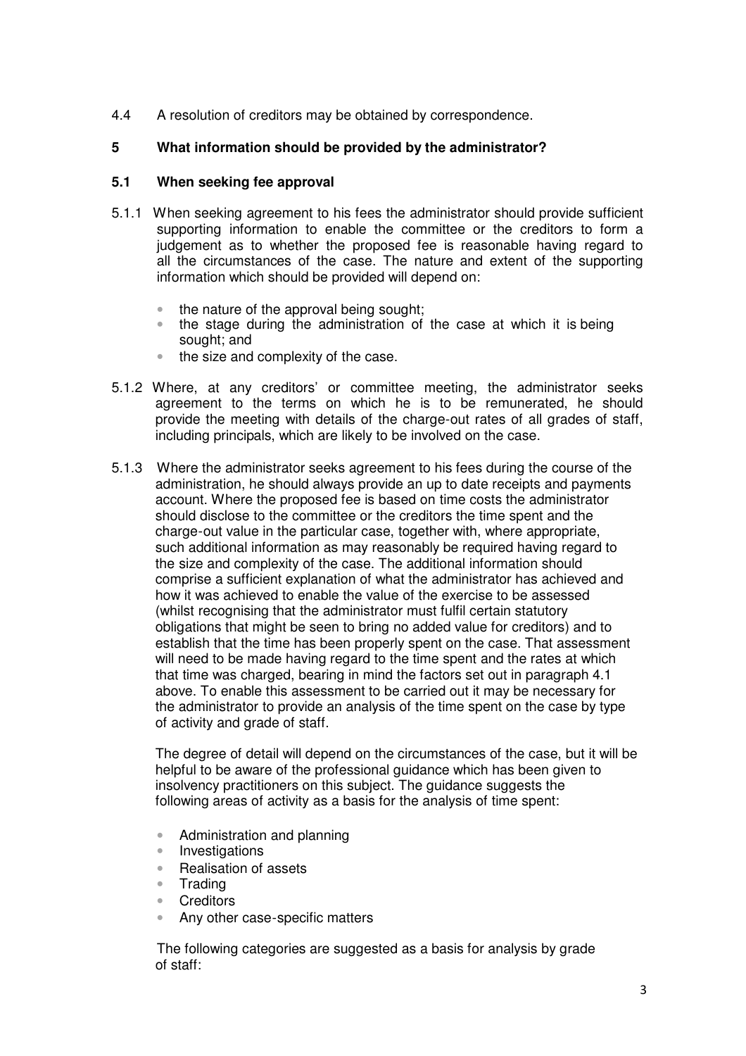4.4 A resolution of creditors may be obtained by correspondence.

## 5 What information should be provided by the administrator?

### 5.1 When seeking fee approval

5.1.1 When seeking agreement to his fees the administrator should provide sufficient supporting information to enable the committee or the creditors to form a judgement as to whether the proposed fee is reasonable having regard to all the circumstances of the case. The nature and extent of the supporting information which should be provided will depend on:

- the nature of the approval being sought;
- the stage during the administration of the case at which it is being sought; and
- the size and complexity of the case.

5.1.2 Where, at any creditors' or committee meeting, the administrator seeks agreement to the terms on which he is to be remunerated, he should provide the meeting with details of the charge-out rates of all grades of staff, including principals, which are likely to be involved on the case.

5.1.3 Where the administrator seeks agreement to his fees during the course of the administration, he should always provide an up to date receipts and payments account. Where the proposed fee is based on time costs the administrator should disclose to the committee or the creditors the time spent and the charge-out value in the particular case, together with, where appropriate, such additional information as may reasonably be required having regard to the size and complexity of the case. The additional information should comprise a sufficient explanation of what the administrator has achieved and how it was achieved to enable the value of the exercise to be assessed (whilst recognising that the administrator must fulfil certain statutory obligations that might be seen to bring no added value for creditors) and to establish that the time has been properly spent on the case. That assessment will need to be made having regard to the time spent and the rates at which that time was charged, bearing in mind the factors set out in paragraph 4.1 above. To enable this assessment to be carried out it may be necessary for the administrator to provide an analysis of the time spent on the case by type of activity and grade of staff.

The degree of detail will depend on the circumstances of the case, but it will be helpful to be aware of the professional guidance which has been given to insolvency practitioners on this subject. The guidance suggests the following areas of activity as a basis for the analysis of time spent:

- Administration and planning
- Investigations
- Realisation of assets
- Trading
- Creditors
- Any other case-specific matters

The following categories are suggested as a basis for analysis by grade of staff: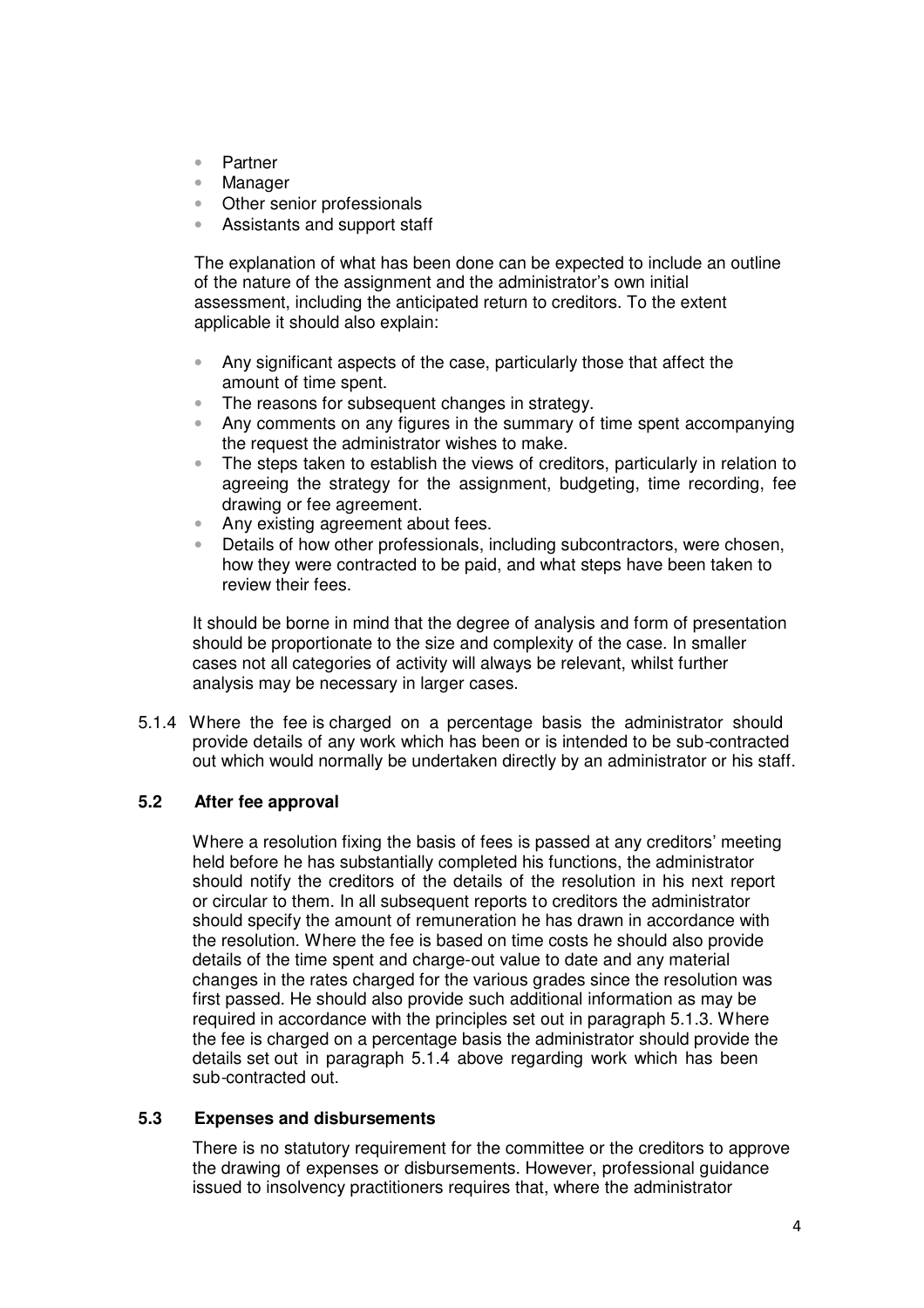- Partner
- Manager
- Other senior professionals
- Assistants and support staff

The explanation of what has been done can be expected to include an outline of the nature of the assignment and the administrator's own initial assessment, including the anticipated return to creditors. To the extent applicable it should also explain:

- Any significant aspects of the case, particularly those that affect the amount of time spent.
- The reasons for subsequent changes in strategy.
- Any comments on any figures in the summary of time spent accompanying the request the administrator wishes to make.
- The steps taken to establish the views of creditors, particularly in relation to agreeing the strategy for the assignment, budgeting, time recording, fee drawing or fee agreement.
- Any existing agreement about fees.
- Details of how other professionals, including subcontractors, were chosen, how they were contracted to be paid, and what steps have been taken to review their fees.

It should be borne in mind that the degree of analysis and form of presentation should be proportionate to the size and complexity of the case. In smaller cases not all categories of activity will always be relevant, whilst further analysis may be necessary in larger cases.

5.1.4 Where the fee is charged on a percentage basis the administrator should provide details of any work which has been or is intended to be sub-contracted out which would normally be undertaken directly by an administrator or his staff.

### 5.2 After fee approval

Where a resolution fixing the basis of fees is passed at any creditors' meeting held before he has substantially completed his functions, the administrator should notify the creditors of the details of the resolution in his next report or circular to them. In all subsequent reports to creditors the administrator should specify the amount of remuneration he has drawn in accordance with the resolution. Where the fee is based on time costs he should also provide details of the time spent and charge-out value to date and any material changes in the rates charged for the various grades since the resolution was first passed. He should also provide such additional information as may be required in accordance with the principles set out in paragraph 5.1.3. Where the fee is charged on a percentage basis the administrator should provide the details set out in paragraph 5.1.4 above regarding work which has been sub-contracted out.

### 5.3 Expenses and disbursements

There is no statutory requirement for the committee or the creditors to approve the drawing of expenses or disbursements. However, professional guidance issued to insolvency practitioners requires that, where the administrator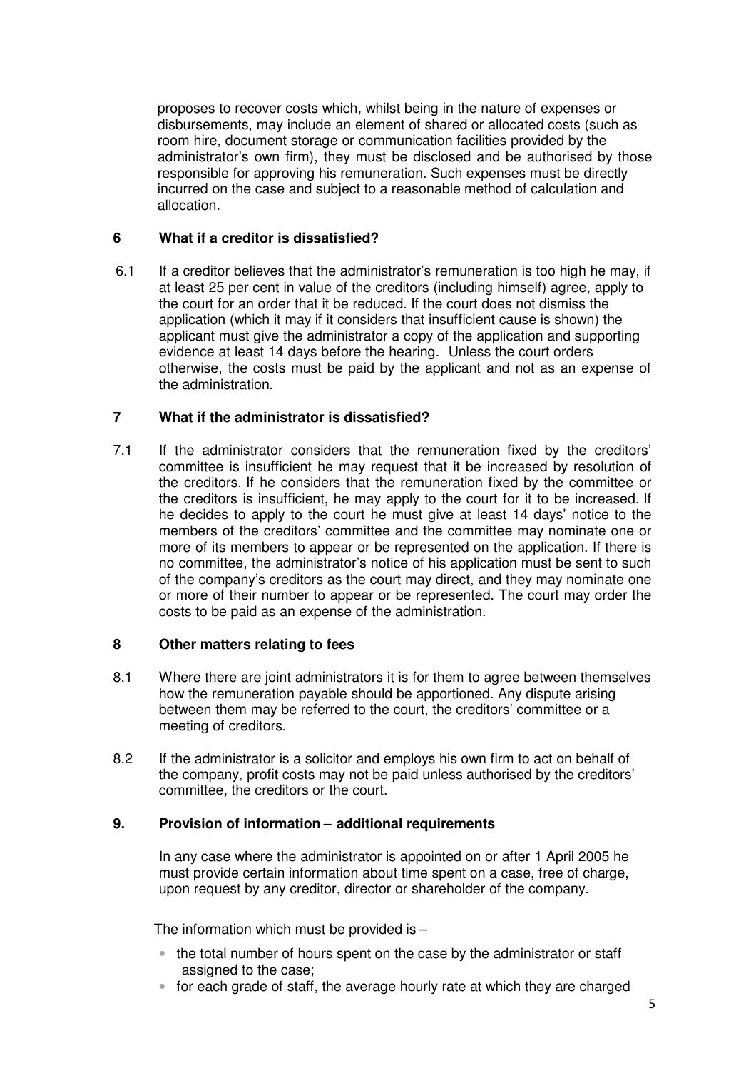proposes to recover costs which, whilst being in the nature of expenses or disbursements, may include an element of shared or allocated costs (such as room hire, document storage or communication facilities provided by the administrator's own firm), they must be disclosed and be authorised by those responsible for approving his remuneration. Such expenses must be directly incurred on the case and subject to a reasonable method of calculation and allocation.

## 6 What if a creditor is dissatisfied?

6.1 If a creditor believes that the administrator's remuneration is too high he may, if at least 25 per cent in value of the creditors (including himself) agree, apply to the court for an order that it be reduced. If the court does not dismiss the application (which it may if it considers that insufficient cause is shown) the applicant must give the administrator a copy of the application and supporting evidence at least 14 days before the hearing. Unless the court orders otherwise, the costs must be paid by the applicant and not as an expense of the administration.

## 7 What if the administrator is dissatisfied?

7.1 If the administrator considers that the remuneration fixed by the creditors' committee is insufficient he may request that it be increased by resolution of the creditors. If he considers that the remuneration fixed by the committee or the creditors is insufficient, he may apply to the court for it to be increased. If he decides to apply to the court he must give at least 14 days' notice to the members of the creditors' committee and the committee may nominate one or more of its members to appear or be represented on the application. If there is no committee, the administrator's notice of his application must be sent to such of the company's creditors as the court may direct, and they may nominate one or more of their number to appear or be represented. The court may order the costs to be paid as an expense of the administration.

## 8 Other matters relating to fees

8.1 Where there are joint administrators it is for them to agree between themselves how the remuneration payable should be apportioned. Any dispute arising between them may be referred to the court, the creditors' committee or a meeting of creditors.

8.2 If the administrator is a solicitor and employs his own firm to act on behalf of the company, profit costs may not be paid unless authorised by the creditors' committee, the creditors or the court.

## 9. Provision of information – additional requirements

In any case where the administrator is appointed on or after 1 April 2005 he must provide certain information about time spent on a case, free of charge, upon request by any creditor, director or shareholder of the company.

The information which must be provided is –

- the total number of hours spent on the case by the administrator or staff assigned to the case;
- for each grade of staff, the average hourly rate at which they are charged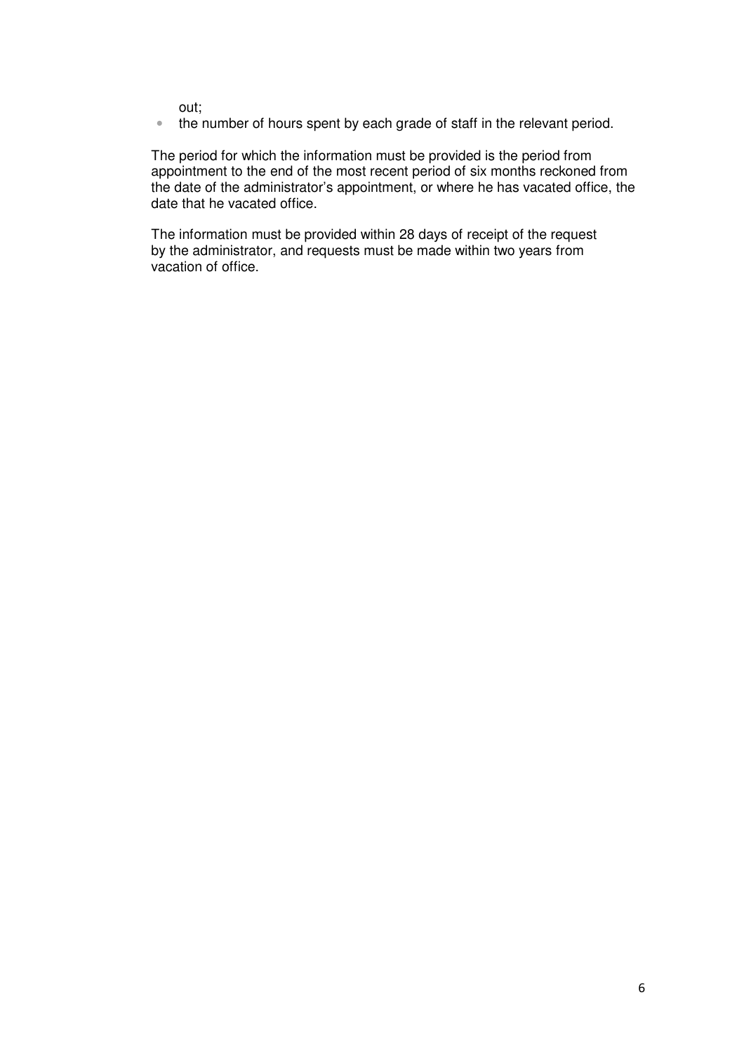out;
- the number of hours spent by each grade of staff in the relevant period.

The period for which the information must be provided is the period from appointment to the end of the most recent period of six months reckoned from the date of the administrator's appointment, or where he has vacated office, the date that he vacated office.

The information must be provided within 28 days of receipt of the request by the administrator, and requests must be made within two years from vacation of office.